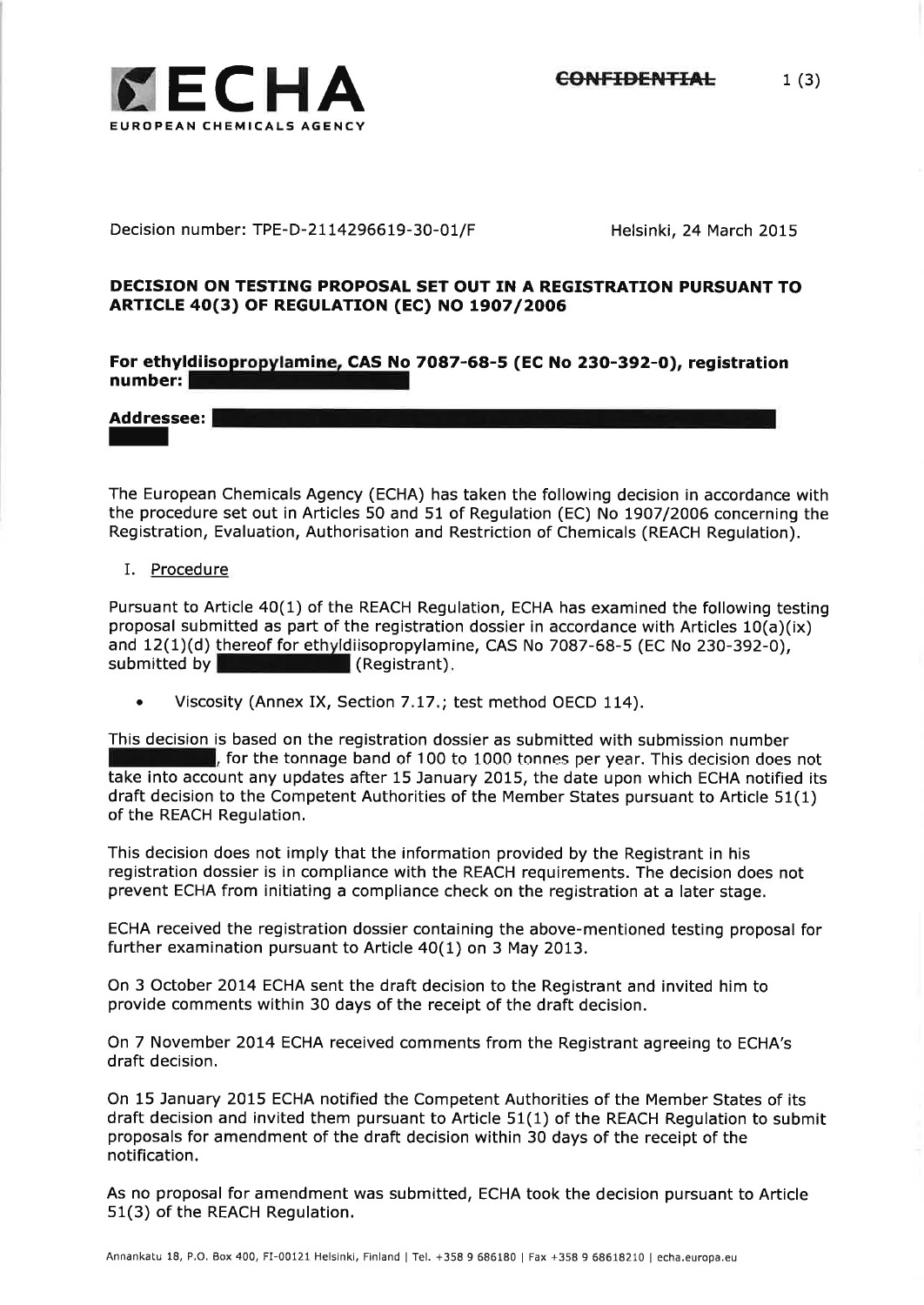CONFIDENTIAL

Decision number: TPE-D-2114296619-30-01/F

Helsinki, 24 March 2015

**DECISION ON TESTING PROPOSAL SET OUT IN A REGISTRATION PURSUANT TO ARTICLE 40(3) OF REGULATION (EC) NO 1907/2006**

**For ethyldiisopropylamine, CAS No 7087-68-5 (EC No 230-392-0), registration number:**

**Addressee:**

The European Chemicals Agency (ECHA) has taken the following decision in accordance with the procedure set out in Articles 50 and 51 of Regulation (EC) No 1907/2006 concerning the Registration, Evaluation, Authorisation and Restriction of Chemicals (REACH Regulation).

I. Procedure

Pursuant to Article 40(1) of the REACH Regulation, ECHA has examined the following testing proposal submitted as part of the registration dossier in accordance with Articles 10(a)(ix) and 12(1)(d) thereof for ethyldiisopropylamine, CAS No 7087-68-5 (EC No 230-392-0), submitted by (Registrant).

- Viscosity (Annex IX, Section 7.17.; test method OECD 114).

This decision is based on the registration dossier as submitted with submission number , for the tonnage band of 100 to 1000 tonnes per year. This decision does not take into account any updates after 15 January 2015, the date upon which ECHA notified its draft decision to the Competent Authorities of the Member States pursuant to Article 51(1) of the REACH Regulation.

This decision does not imply that the information provided by the Registrant in his registration dossier is in compliance with the REACH requirements. The decision does not prevent ECHA from initiating a compliance check on the registration at a later stage.

ECHA received the registration dossier containing the above-mentioned testing proposal for further examination pursuant to Article 40(1) on 3 May 2013.

On 3 October 2014 ECHA sent the draft decision to the Registrant and invited him to provide comments within 30 days of the receipt of the draft decision.

On 7 November 2014 ECHA received comments from the Registrant agreeing to ECHA's draft decision.

On 15 January 2015 ECHA notified the Competent Authorities of the Member States of its draft decision and invited them pursuant to Article 51(1) of the REACH Regulation to submit proposals for amendment of the draft decision within 30 days of the receipt of the notification.

As no proposal for amendment was submitted, ECHA took the decision pursuant to Article 51(3) of the REACH Regulation.

Annankatu 18, P.O. Box 400, FI-00121 Helsinki, Finland | Tel. +358 9 686180 | Fax +358 9 68618210 | echa.europa.eu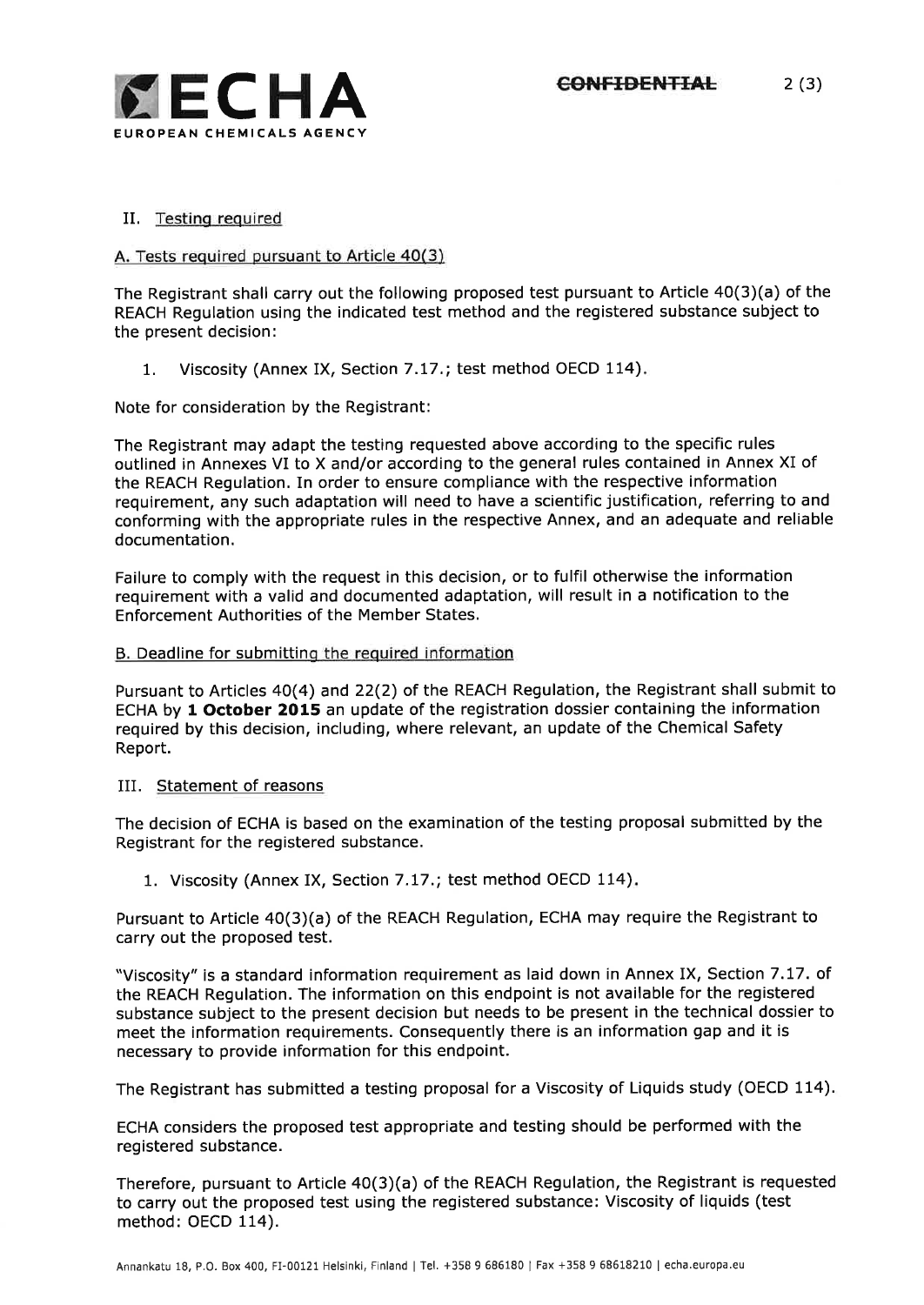## II. Testing required

### A. Tests required pursuant to Article 40(3)

The Registrant shall carry out the following proposed test pursuant to Article 40(3)(a) of the REACH Regulation using the indicated test method and the registered substance subject to the present decision:

1. Viscosity (Annex IX, Section 7.17.; test method OECD 114).

Note for consideration by the Registrant:

The Registrant may adapt the testing requested above according to the specific rules outlined in Annexes VI to X and/or according to the general rules contained in Annex XI of the REACH Regulation. In order to ensure compliance with the respective information requirement, any such adaptation will need to have a scientific justification, referring to and conforming with the appropriate rules in the respective Annex, and an adequate and reliable documentation.

Failure to comply with the request in this decision, or to fulfil otherwise the information requirement with a valid and documented adaptation, will result in a notification to the Enforcement Authorities of the Member States.

### B. Deadline for submitting the required information

Pursuant to Articles 40(4) and 22(2) of the REACH Regulation, the Registrant shall submit to ECHA by **1 October 2015** an update of the registration dossier containing the information required by this decision, including, where relevant, an update of the Chemical Safety Report.

## III. Statement of reasons

The decision of ECHA is based on the examination of the testing proposal submitted by the Registrant for the registered substance.

1. Viscosity (Annex IX, Section 7.17.; test method OECD 114).

Pursuant to Article 40(3)(a) of the REACH Regulation, ECHA may require the Registrant to carry out the proposed test.

"Viscosity" is a standard information requirement as laid down in Annex IX, Section 7.17. of the REACH Regulation. The information on this endpoint is not available for the registered substance subject to the present decision but needs to be present in the technical dossier to meet the information requirements. Consequently there is an information gap and it is necessary to provide information for this endpoint.

The Registrant has submitted a testing proposal for a Viscosity of Liquids study (OECD 114).

ECHA considers the proposed test appropriate and testing should be performed with the registered substance.

Therefore, pursuant to Article 40(3)(a) of the REACH Regulation, the Registrant is requested to carry out the proposed test using the registered substance: Viscosity of liquids (test method: OECD 114).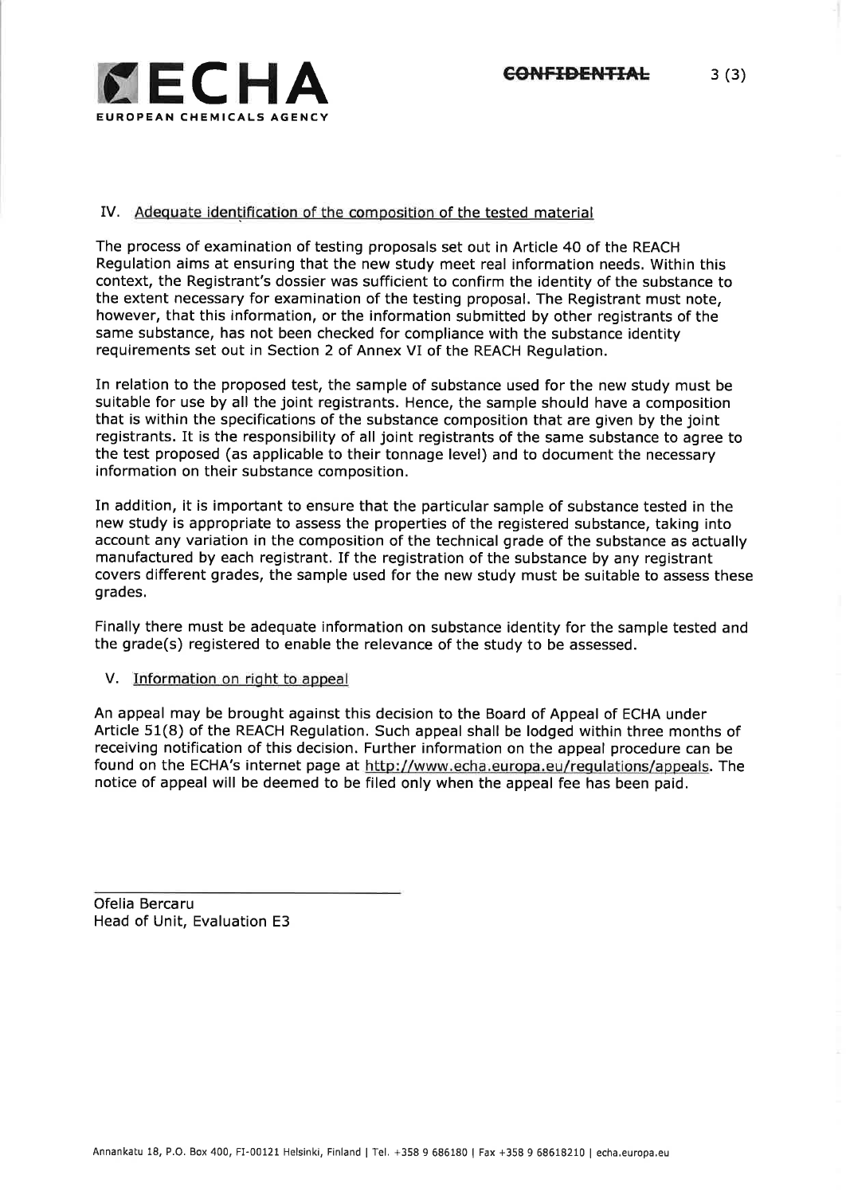## IV. Adequate identification of the composition of the tested material

The process of examination of testing proposals set out in Article 40 of the REACH Regulation aims at ensuring that the new study meet real information needs. Within this context, the Registrant's dossier was sufficient to confirm the identity of the substance to the extent necessary for examination of the testing proposal. The Registrant must note, however, that this information, or the information submitted by other registrants of the same substance, has not been checked for compliance with the substance identity requirements set out in Section 2 of Annex VI of the REACH Regulation.

In relation to the proposed test, the sample of substance used for the new study must be suitable for use by all the joint registrants. Hence, the sample should have a composition that is within the specifications of the substance composition that are given by the joint registrants. It is the responsibility of all joint registrants of the same substance to agree to the test proposed (as applicable to their tonnage level) and to document the necessary information on their substance composition.

In addition, it is important to ensure that the particular sample of substance tested in the new study is appropriate to assess the properties of the registered substance, taking into account any variation in the composition of the technical grade of the substance as actually manufactured by each registrant. If the registration of the substance by any registrant covers different grades, the sample used for the new study must be suitable to assess these grades.

Finally there must be adequate information on substance identity for the sample tested and the grade(s) registered to enable the relevance of the study to be assessed.

## V. Information on right to appeal

An appeal may be brought against this decision to the Board of Appeal of ECHA under Article 51(8) of the REACH Regulation. Such appeal shall be lodged within three months of receiving notification of this decision. Further information on the appeal procedure can be found on the ECHA's internet page at http://www.echa.europa.eu/regulations/appeals. The notice of appeal will be deemed to be filed only when the appeal fee has been paid.

Ofelia Bercaru
Head of Unit, Evaluation E3